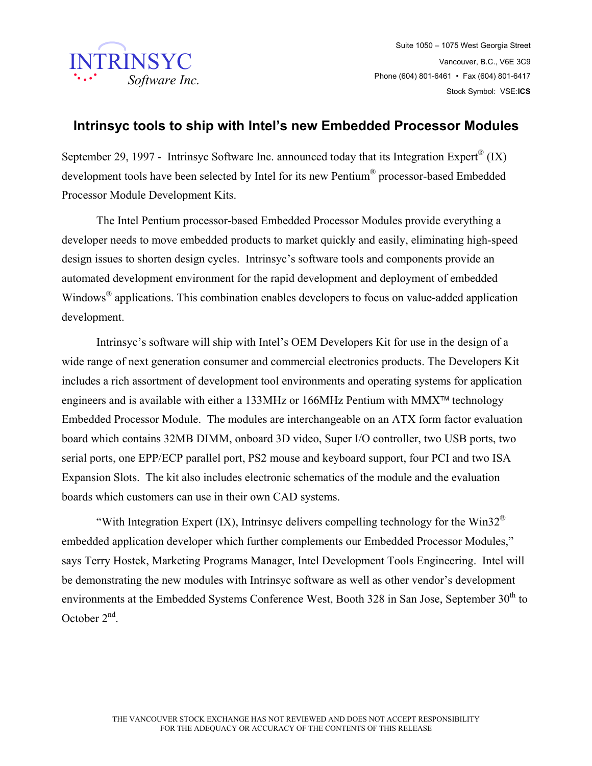INTRINSYC
Software Inc.

Suite 1050 – 1075 West Georgia Street
Vancouver, B.C., V6E 3C9
Phone (604) 801-6461 • Fax (604) 801-6417
Stock Symbol: VSE:**ICS**

## Intrinsyc tools to ship with Intel's new Embedded Processor Modules

September 29, 1997 - Intrinsyc Software Inc. announced today that its Integration Expert® (IX) development tools have been selected by Intel for its new Pentium® processor-based Embedded Processor Module Development Kits.

The Intel Pentium processor-based Embedded Processor Modules provide everything a developer needs to move embedded products to market quickly and easily, eliminating high-speed design issues to shorten design cycles. Intrinsyc's software tools and components provide an automated development environment for the rapid development and deployment of embedded Windows® applications. This combination enables developers to focus on value-added application development.

Intrinsyc's software will ship with Intel's OEM Developers Kit for use in the design of a wide range of next generation consumer and commercial electronics products. The Developers Kit includes a rich assortment of development tool environments and operating systems for application engineers and is available with either a 133MHz or 166MHz Pentium with MMX™ technology Embedded Processor Module. The modules are interchangeable on an ATX form factor evaluation board which contains 32MB DIMM, onboard 3D video, Super I/O controller, two USB ports, two serial ports, one EPP/ECP parallel port, PS2 mouse and keyboard support, four PCI and two ISA Expansion Slots. The kit also includes electronic schematics of the module and the evaluation boards which customers can use in their own CAD systems.

"With Integration Expert (IX), Intrinsyc delivers compelling technology for the Win32® embedded application developer which further complements our Embedded Processor Modules," says Terry Hostek, Marketing Programs Manager, Intel Development Tools Engineering. Intel will be demonstrating the new modules with Intrinsyc software as well as other vendor's development environments at the Embedded Systems Conference West, Booth 328 in San Jose, September 30th to October 2nd.

THE VANCOUVER STOCK EXCHANGE HAS NOT REVIEWED AND DOES NOT ACCEPT RESPONSIBILITY FOR THE ADEQUACY OR ACCURACY OF THE CONTENTS OF THIS RELEASE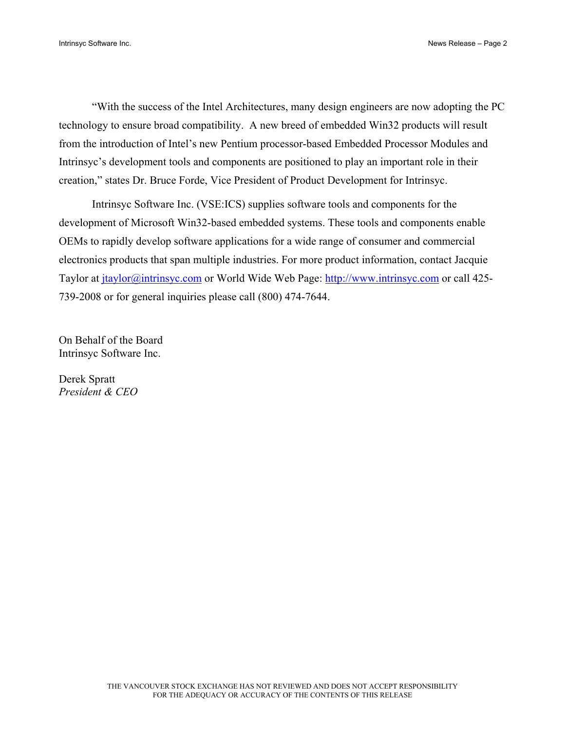“With the success of the Intel Architectures, many design engineers are now adopting the PC technology to ensure broad compatibility. A new breed of embedded Win32 products will result from the introduction of Intel’s new Pentium processor-based Embedded Processor Modules and Intrinsyc’s development tools and components are positioned to play an important role in their creation,” states Dr. Bruce Forde, Vice President of Product Development for Intrinsyc.

Intrinsyc Software Inc. (VSE:ICS) supplies software tools and components for the development of Microsoft Win32-based embedded systems. These tools and components enable OEMs to rapidly develop software applications for a wide range of consumer and commercial electronics products that span multiple industries. For more product information, contact Jacquie Taylor at jtaylor@intrinsyc.com or World Wide Web Page: http://www.intrinsyc.com or call 425-739-2008 or for general inquiries please call (800) 474-7644.

On Behalf of the Board
Intrinsyc Software Inc.

Derek Spratt
*President & CEO*

THE VANCOUVER STOCK EXCHANGE HAS NOT REVIEWED AND DOES NOT ACCEPT RESPONSIBILITY FOR THE ADEQUACY OR ACCURACY OF THE CONTENTS OF THIS RELEASE